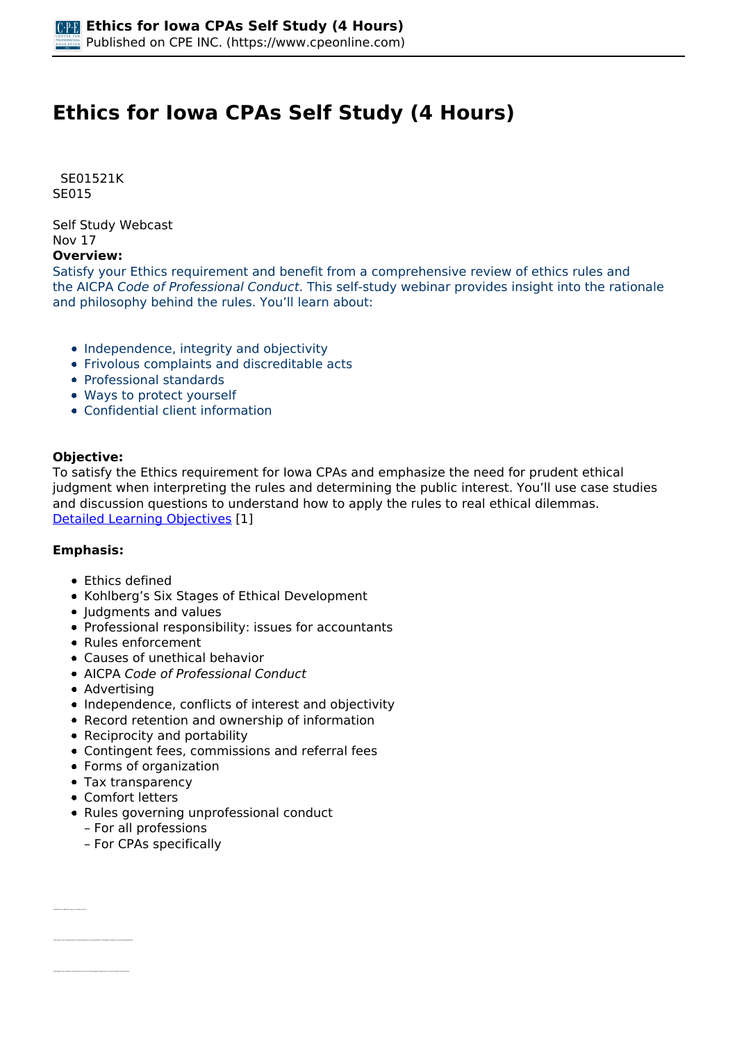# Ethics for Iowa CPAs Self Study (4 Hours)

SE01521K
SE015

Self Study Webcast
Nov 17

**Overview:**

Satisfy your Ethics requirement and benefit from a comprehensive review of ethics rules and the AICPA *Code of Professional Conduct*. This self-study webinar provides insight into the rationale and philosophy behind the rules. You'll learn about:

- Independence, integrity and objectivity
- Frivolous complaints and discreditable acts
- Professional standards
- Ways to protect yourself
- Confidential client information

**Objective:**

To satisfy the Ethics requirement for Iowa CPAs and emphasize the need for prudent ethical judgment when interpreting the rules and determining the public interest. You'll use case studies and discussion questions to understand how to apply the rules to real ethical dilemmas.
Detailed Learning Objectives [1]

**Emphasis:**

- Ethics defined
- Kohlberg's Six Stages of Ethical Development
- Judgments and values
- Professional responsibility: issues for accountants
- Rules enforcement
- Causes of unethical behavior
- AICPA *Code of Professional Conduct*
- Advertising
- Independence, conflicts of interest and objectivity
- Record retention and ownership of information
- Reciprocity and portability
- Contingent fees, commissions and referral fees
- Forms of organization
- Tax transparency
- Comfort letters
- Rules governing unprofessional conduct
  - For all professions
  - For CPAs specifically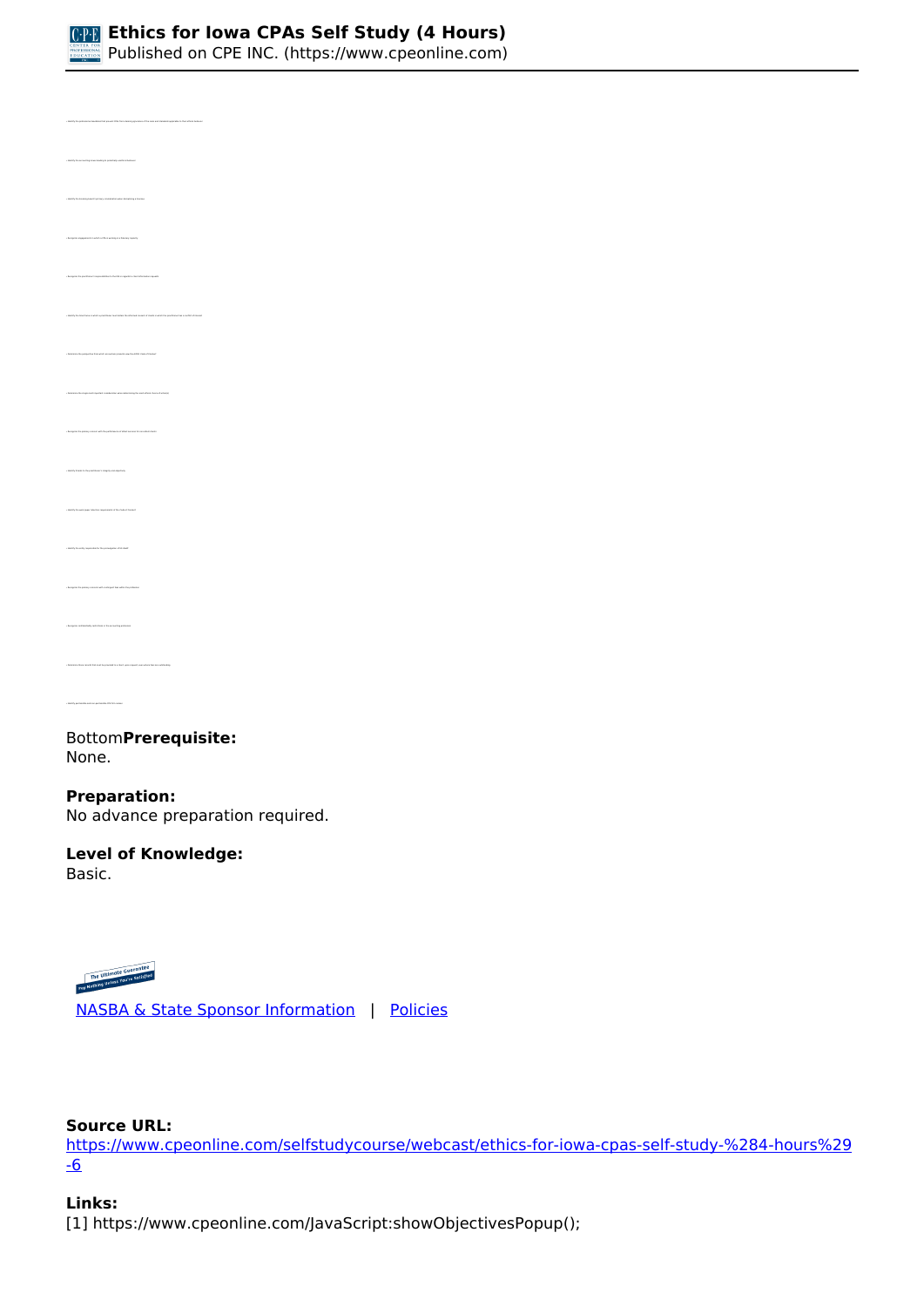BottomPrerequisite:
None.

**Preparation:**
No advance preparation required.

**Level of Knowledge:**
Basic.

NASBA & State Sponsor Information | Policies

**Source URL:**
https://www.cpeonline.com/selfstudycourse/webcast/ethics-for-iowa-cpas-self-study-%284-hours%29-6

**Links:**
[1] https://www.cpeonline.com/JavaScript:showObjectivesPopup();